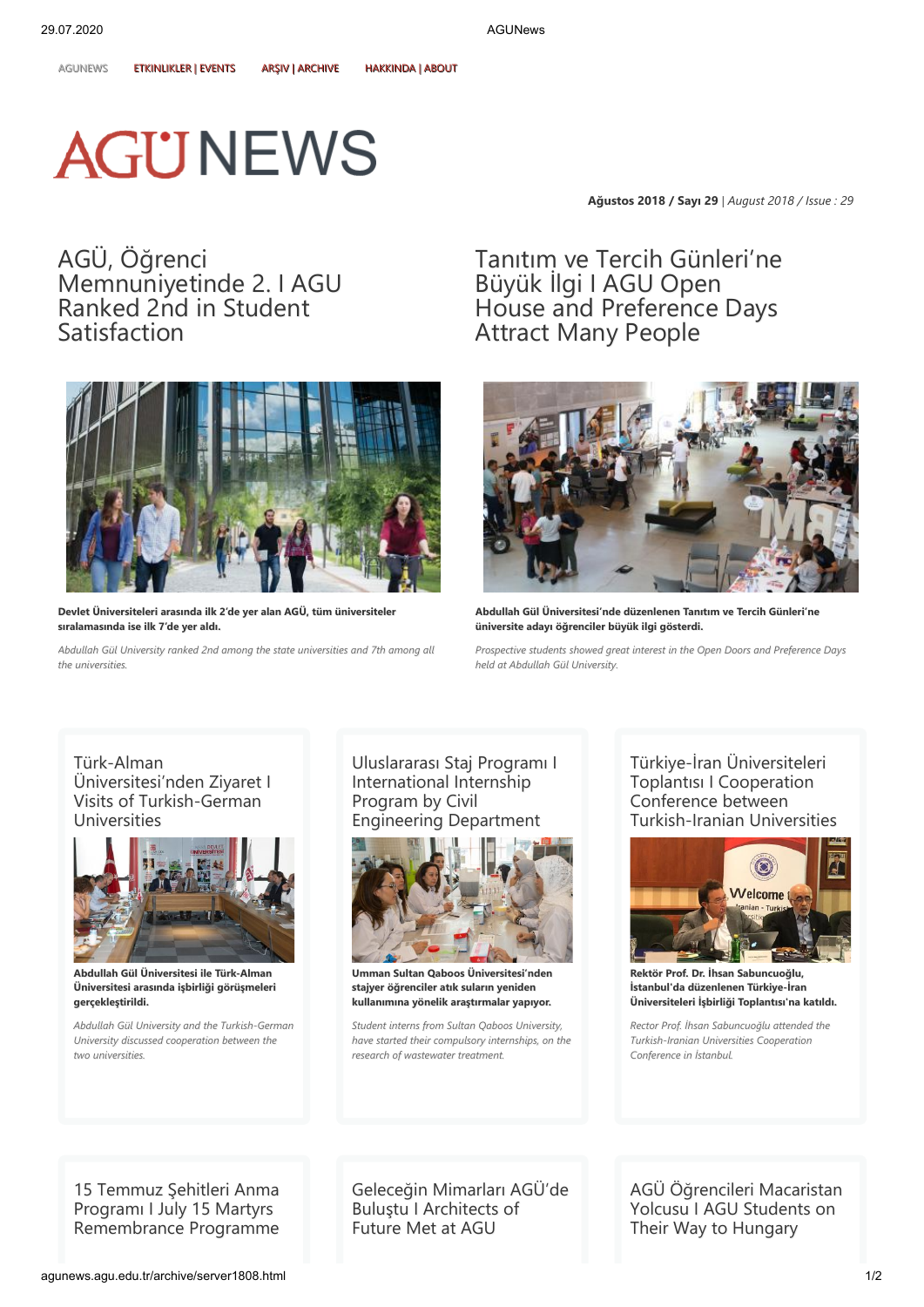AGUNEWS ETKINLIKLER | EVENTS ARŞIV | ARCHIVE HAKKINDA | ABOUT

# AGÜ NEWS

**Ağustos 2018 / Sayı 29** | *August 2018 / Issue : 29*

## AGÜ, Öğrenci Memnuniyetinde 2. I AGU Ranked 2nd in Student Satisfaction

**Devlet Üniversiteleri arasında ilk 2'de yer alan AGÜ, tüm üniversiteler sıralamasında ise ilk 7'de yer aldı.**

*Abdullah Gül University ranked 2nd among the state universities and 7th among all the universities.*

## Tanıtım ve Tercih Günleri'ne Büyük İlgi I AGU Open House and Preference Days Attract Many People

**Abdullah Gül Üniversitesi'nde düzenlenen Tanıtım ve Tercih Günleri'ne üniversite adayı öğrenciler büyük ilgi gösterdi.**

*Prospective students showed great interest in the Open Doors and Preference Days held at Abdullah Gül University.*

### Türk-Alman Üniversitesi'nden Ziyaret I Visits of Turkish-German Universities

**Abdullah Gül Üniversitesi ile Türk-Alman Üniversitesi arasında işbirliği görüşmeleri gerçekleştirildi.**

*Abdullah Gül University and the Turkish-German University discussed cooperation between the two universities.*

### Uluslararası Staj Programı I International Internship Program by Civil Engineering Department

**Umman Sultan Qaboos Üniversitesi'nden stajyer öğrenciler atık suların yeniden kullanımına yönelik araştırmalar yapıyor.**

*Student interns from Sultan Qaboos University, have started their compulsory internships, on the research of wastewater treatment.*

### Türkiye-İran Üniversiteleri Toplantısı I Cooperation Conference between Turkish-Iranian Universities

**Rektör Prof. Dr. İhsan Sabuncuoğlu, İstanbul'da düzenlenen Türkiye-İran Üniversiteleri İşbirliği Toplantısı'na katıldı.**

*Rector Prof. İhsan Sabuncuoğlu attended the Turkish-Iranian Universities Cooperation Conference in İstanbul.*

### 15 Temmuz Şehitleri Anma Programı I July 15 Martyrs Remembrance Programme

### Geleceğin Mimarları AGÜ'de Buluştu I Architects of Future Met at AGU

### AGÜ Öğrencileri Macaristan Yolcusu I AGU Students on Their Way to Hungary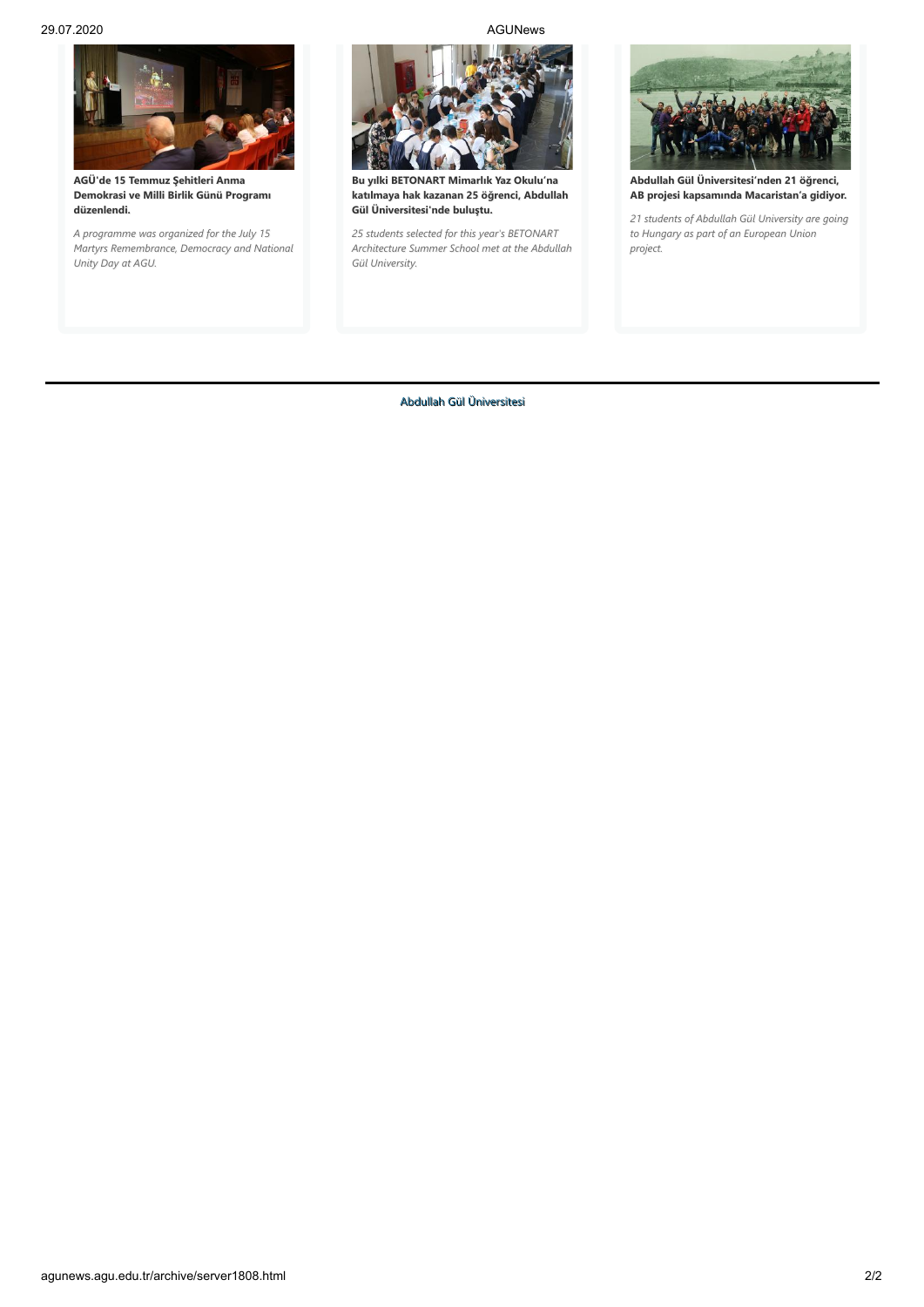**AGÜ'de 15 Temmuz Şehitleri Anma Demokrasi ve Milli Birlik Günü Programı düzenlendi.**

*A programme was organized for the July 15 Martyrs Remembrance, Democracy and National Unity Day at AGU.*

**Bu yılki BETONART Mimarlık Yaz Okulu'na katılmaya hak kazanan 25 öğrenci, Abdullah Gül Üniversitesi'nde buluştu.**

*25 students selected for this year's BETONART Architecture Summer School met at the Abdullah Gül University.*

**Abdullah Gül Üniversitesi'nden 21 öğrenci, AB projesi kapsamında Macaristan'a gidiyor.**

*21 students of Abdullah Gül University are going to Hungary as part of an European Union project.*

---

Abdullah Gül Üniversitesi